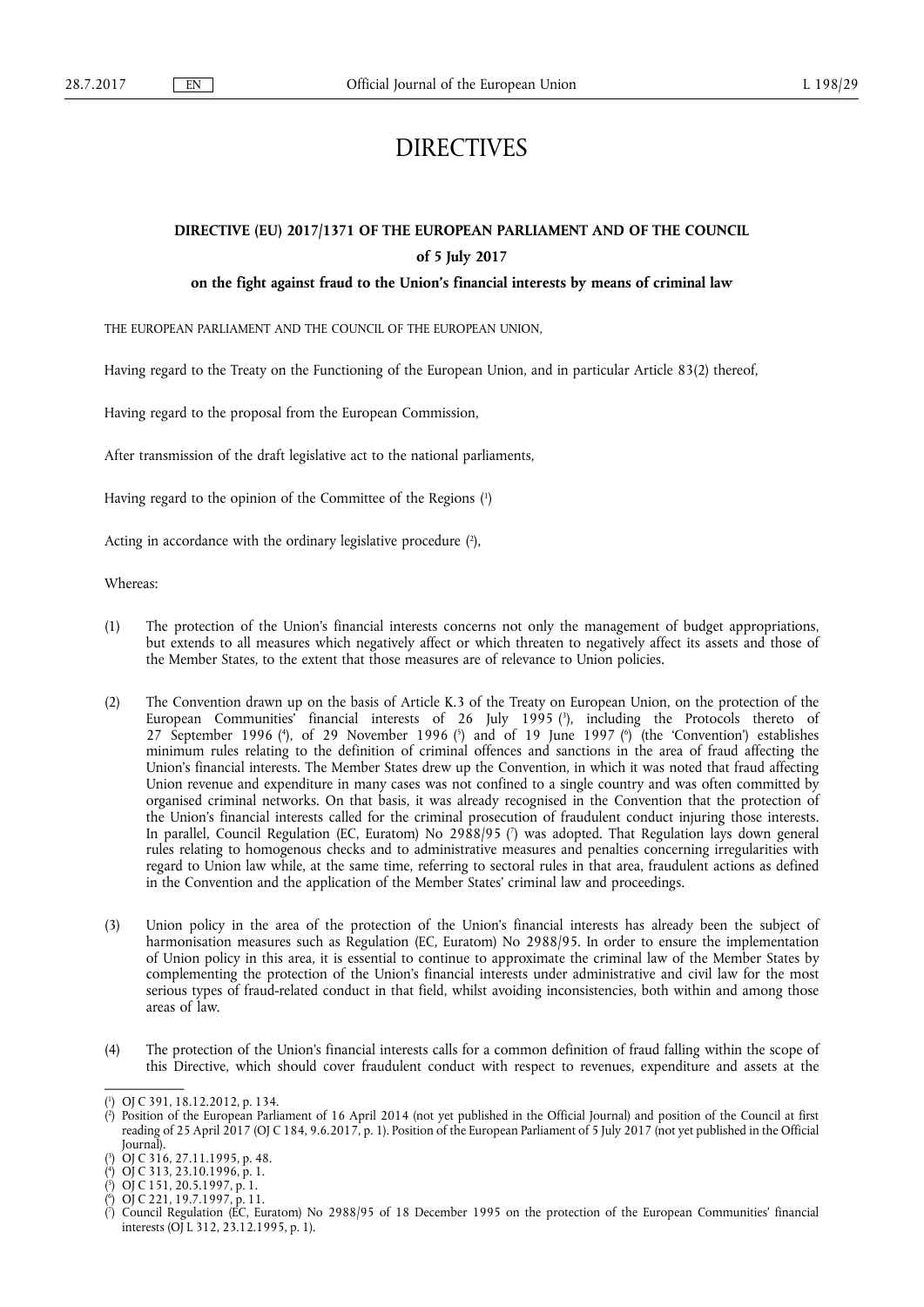# DIRECTIVES

## DIRECTIVE (EU) 2017/1371 OF THE EUROPEAN PARLIAMENT AND OF THE COUNCIL

### of 5 July 2017

### on the fight against fraud to the Union's financial interests by means of criminal law

THE EUROPEAN PARLIAMENT AND THE COUNCIL OF THE EUROPEAN UNION,

Having regard to the Treaty on the Functioning of the European Union, and in particular Article 83(2) thereof,

Having regard to the proposal from the European Commission,

After transmission of the draft legislative act to the national parliaments,

Having regard to the opinion of the Committee of the Regions [1]

Acting in accordance with the ordinary legislative procedure [2],

Whereas:

(1) The protection of the Union's financial interests concerns not only the management of budget appropriations, but extends to all measures which negatively affect or which threaten to negatively affect its assets and those of the Member States, to the extent that those measures are of relevance to Union policies.

(2) The Convention drawn up on the basis of Article K.3 of the Treaty on European Union, on the protection of the European Communities' financial interests of 26 July 1995 [3], including the Protocols thereto of 27 September 1996 [4], of 29 November 1996 [5] and of 19 June 1997 [6] (the 'Convention') establishes minimum rules relating to the definition of criminal offences and sanctions in the area of fraud affecting the Union's financial interests. The Member States drew up the Convention, in which it was noted that fraud affecting Union revenue and expenditure in many cases was not confined to a single country and was often committed by organised criminal networks. On that basis, it was already recognised in the Convention that the protection of the Union's financial interests called for the criminal prosecution of fraudulent conduct injuring those interests. In parallel, Council Regulation (EC, Euratom) No 2988/95 [7] was adopted. That Regulation lays down general rules relating to homogenous checks and to administrative measures and penalties concerning irregularities with regard to Union law while, at the same time, referring to sectoral rules in that area, fraudulent actions as defined in the Convention and the application of the Member States' criminal law and proceedings.

(3) Union policy in the area of the protection of the Union's financial interests has already been the subject of harmonisation measures such as Regulation (EC, Euratom) No 2988/95. In order to ensure the implementation of Union policy in this area, it is essential to continue to approximate the criminal law of the Member States by complementing the protection of the Union's financial interests under administrative and civil law for the most serious types of fraud-related conduct in that field, whilst avoiding inconsistencies, both within and among those areas of law.

(4) The protection of the Union's financial interests calls for a common definition of fraud falling within the scope of this Directive, which should cover fraudulent conduct with respect to revenues, expenditure and assets at the

---

[1] OJ C 391, 18.12.2012, p. 134.

[2] Position of the European Parliament of 16 April 2014 (not yet published in the Official Journal) and position of the Council at first reading of 25 April 2017 (OJ C 184, 9.6.2017, p. 1). Position of the European Parliament of 5 July 2017 (not yet published in the Official Journal).

[3] OJ C 316, 27.11.1995, p. 48.

[4] OJ C 313, 23.10.1996, p. 1.

[5] OJ C 151, 20.5.1997, p. 1.

[6] OJ C 221, 19.7.1997, p. 11.

[7] Council Regulation (EC, Euratom) No 2988/95 of 18 December 1995 on the protection of the European Communities' financial interests (OJ L 312, 23.12.1995, p. 1).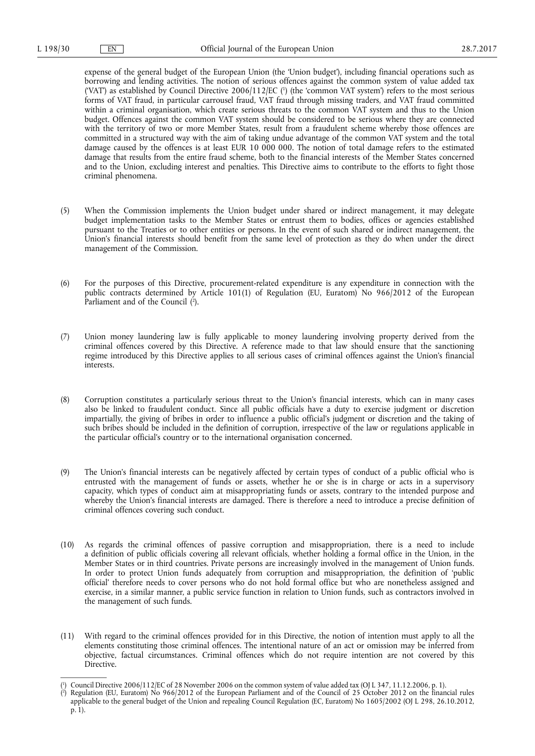expense of the general budget of the European Union (the 'Union budget'), including financial operations such as borrowing and lending activities. The notion of serious offences against the common system of value added tax ('VAT') as established by Council Directive 2006/112/EC [1] (the 'common VAT system') refers to the most serious forms of VAT fraud, in particular carrousel fraud, VAT fraud through missing traders, and VAT fraud committed within a criminal organisation, which create serious threats to the common VAT system and thus to the Union budget. Offences against the common VAT system should be considered to be serious where they are connected with the territory of two or more Member States, result from a fraudulent scheme whereby those offences are committed in a structured way with the aim of taking undue advantage of the common VAT system and the total damage caused by the offences is at least EUR 10 000 000. The notion of total damage refers to the estimated damage that results from the entire fraud scheme, both to the financial interests of the Member States concerned and to the Union, excluding interest and penalties. This Directive aims to contribute to the efforts to fight those criminal phenomena.

(5) When the Commission implements the Union budget under shared or indirect management, it may delegate budget implementation tasks to the Member States or entrust them to bodies, offices or agencies established pursuant to the Treaties or to other entities or persons. In the event of such shared or indirect management, the Union's financial interests should benefit from the same level of protection as they do when under the direct management of the Commission.

(6) For the purposes of this Directive, procurement-related expenditure is any expenditure in connection with the public contracts determined by Article 101(1) of Regulation (EU, Euratom) No 966/2012 of the European Parliament and of the Council [2].

(7) Union money laundering law is fully applicable to money laundering involving property derived from the criminal offences covered by this Directive. A reference made to that law should ensure that the sanctioning regime introduced by this Directive applies to all serious cases of criminal offences against the Union's financial interests.

(8) Corruption constitutes a particularly serious threat to the Union's financial interests, which can in many cases also be linked to fraudulent conduct. Since all public officials have a duty to exercise judgment or discretion impartially, the giving of bribes in order to influence a public official's judgment or discretion and the taking of such bribes should be included in the definition of corruption, irrespective of the law or regulations applicable in the particular official's country or to the international organisation concerned.

(9) The Union's financial interests can be negatively affected by certain types of conduct of a public official who is entrusted with the management of funds or assets, whether he or she is in charge or acts in a supervisory capacity, which types of conduct aim at misappropriating funds or assets, contrary to the intended purpose and whereby the Union's financial interests are damaged. There is therefore a need to introduce a precise definition of criminal offences covering such conduct.

(10) As regards the criminal offences of passive corruption and misappropriation, there is a need to include a definition of public officials covering all relevant officials, whether holding a formal office in the Union, in the Member States or in third countries. Private persons are increasingly involved in the management of Union funds. In order to protect Union funds adequately from corruption and misappropriation, the definition of 'public official' therefore needs to cover persons who do not hold formal office but who are nonetheless assigned and exercise, in a similar manner, a public service function in relation to Union funds, such as contractors involved in the management of such funds.

(11) With regard to the criminal offences provided for in this Directive, the notion of intention must apply to all the elements constituting those criminal offences. The intentional nature of an act or omission may be inferred from objective, factual circumstances. Criminal offences which do not require intention are not covered by this Directive.

---

[1] Council Directive 2006/112/EC of 28 November 2006 on the common system of value added tax (OJ L 347, 11.12.2006, p. 1).

[2] Regulation (EU, Euratom) No 966/2012 of the European Parliament and of the Council of 25 October 2012 on the financial rules applicable to the general budget of the Union and repealing Council Regulation (EC, Euratom) No 1605/2002 (OJ L 298, 26.10.2012, p. 1).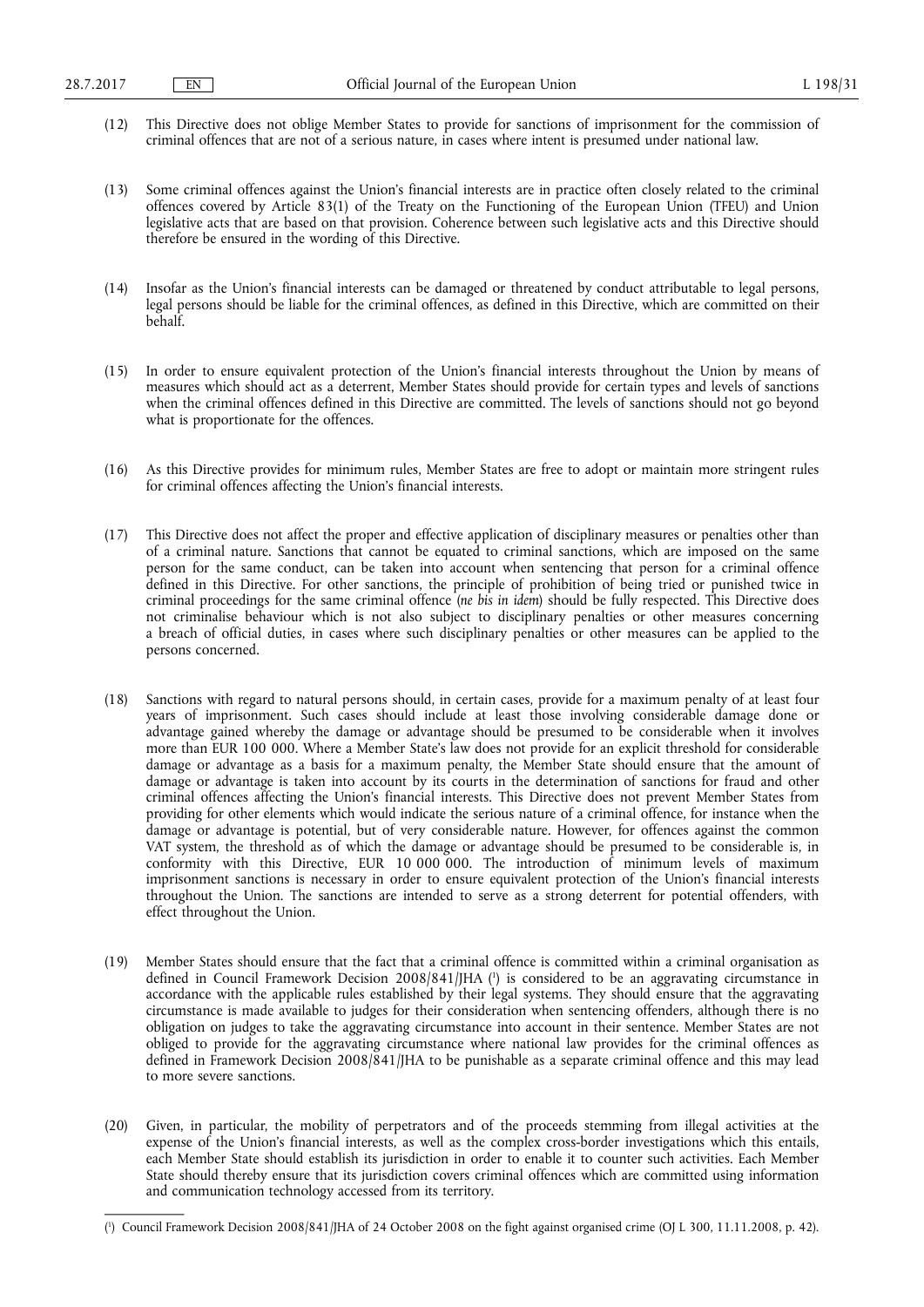(12) This Directive does not oblige Member States to provide for sanctions of imprisonment for the commission of criminal offences that are not of a serious nature, in cases where intent is presumed under national law.

(13) Some criminal offences against the Union's financial interests are in practice often closely related to the criminal offences covered by Article 83(1) of the Treaty on the Functioning of the European Union (TFEU) and Union legislative acts that are based on that provision. Coherence between such legislative acts and this Directive should therefore be ensured in the wording of this Directive.

(14) Insofar as the Union's financial interests can be damaged or threatened by conduct attributable to legal persons, legal persons should be liable for the criminal offences, as defined in this Directive, which are committed on their behalf.

(15) In order to ensure equivalent protection of the Union's financial interests throughout the Union by means of measures which should act as a deterrent, Member States should provide for certain types and levels of sanctions when the criminal offences defined in this Directive are committed. The levels of sanctions should not go beyond what is proportionate for the offences.

(16) As this Directive provides for minimum rules, Member States are free to adopt or maintain more stringent rules for criminal offences affecting the Union's financial interests.

(17) This Directive does not affect the proper and effective application of disciplinary measures or penalties other than of a criminal nature. Sanctions that cannot be equated to criminal sanctions, which are imposed on the same person for the same conduct, can be taken into account when sentencing that person for a criminal offence defined in this Directive. For other sanctions, the principle of prohibition of being tried or punished twice in criminal proceedings for the same criminal offence (*ne bis in idem*) should be fully respected. This Directive does not criminalise behaviour which is not also subject to disciplinary penalties or other measures concerning a breach of official duties, in cases where such disciplinary penalties or other measures can be applied to the persons concerned.

(18) Sanctions with regard to natural persons should, in certain cases, provide for a maximum penalty of at least four years of imprisonment. Such cases should include at least those involving considerable damage done or advantage gained whereby the damage or advantage should be presumed to be considerable when it involves more than EUR 100 000. Where a Member State's law does not provide for an explicit threshold for considerable damage or advantage as a basis for a maximum penalty, the Member State should ensure that the amount of damage or advantage is taken into account by its courts in the determination of sanctions for fraud and other criminal offences affecting the Union's financial interests. This Directive does not prevent Member States from providing for other elements which would indicate the serious nature of a criminal offence, for instance when the damage or advantage is potential, but of very considerable nature. However, for offences against the common VAT system, the threshold as of which the damage or advantage should be presumed to be considerable is, in conformity with this Directive, EUR 10 000 000. The introduction of minimum levels of maximum imprisonment sanctions is necessary in order to ensure equivalent protection of the Union's financial interests throughout the Union. The sanctions are intended to serve as a strong deterrent for potential offenders, with effect throughout the Union.

(19) Member States should ensure that the fact that a criminal offence is committed within a criminal organisation as defined in Council Framework Decision 2008/841/JHA [1] is considered to be an aggravating circumstance in accordance with the applicable rules established by their legal systems. They should ensure that the aggravating circumstance is made available to judges for their consideration when sentencing offenders, although there is no obligation on judges to take the aggravating circumstance into account in their sentence. Member States are not obliged to provide for the aggravating circumstance where national law provides for the criminal offences as defined in Framework Decision 2008/841/JHA to be punishable as a separate criminal offence and this may lead to more severe sanctions.

(20) Given, in particular, the mobility of perpetrators and of the proceeds stemming from illegal activities at the expense of the Union's financial interests, as well as the complex cross-border investigations which this entails, each Member State should establish its jurisdiction in order to enable it to counter such activities. Each Member State should thereby ensure that its jurisdiction covers criminal offences which are committed using information and communication technology accessed from its territory.

---

[1] Council Framework Decision 2008/841/JHA of 24 October 2008 on the fight against organised crime (OJ L 300, 11.11.2008, p. 42).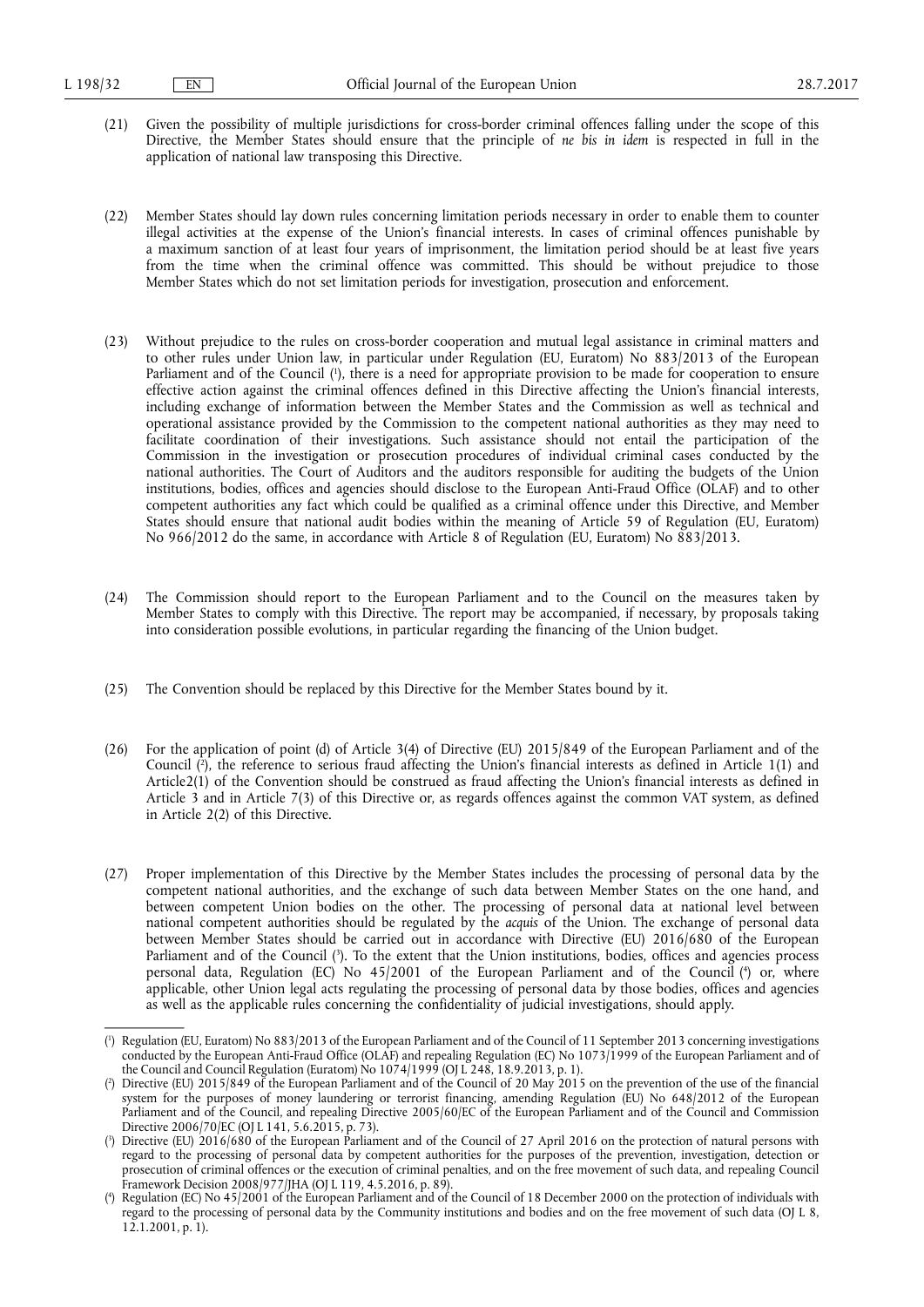(21) Given the possibility of multiple jurisdictions for cross-border criminal offences falling under the scope of this Directive, the Member States should ensure that the principle of *ne bis in idem* is respected in full in the application of national law transposing this Directive.

(22) Member States should lay down rules concerning limitation periods necessary in order to enable them to counter illegal activities at the expense of the Union's financial interests. In cases of criminal offences punishable by a maximum sanction of at least four years of imprisonment, the limitation period should be at least five years from the time when the criminal offence was committed. This should be without prejudice to those Member States which do not set limitation periods for investigation, prosecution and enforcement.

(23) Without prejudice to the rules on cross-border cooperation and mutual legal assistance in criminal matters and to other rules under Union law, in particular under Regulation (EU, Euratom) No 883/2013 of the European Parliament and of the Council [1], there is a need for appropriate provision to be made for cooperation to ensure effective action against the criminal offences defined in this Directive affecting the Union's financial interests, including exchange of information between the Member States and the Commission as well as technical and operational assistance provided by the Commission to the competent national authorities as they may need to facilitate coordination of their investigations. Such assistance should not entail the participation of the Commission in the investigation or prosecution procedures of individual criminal cases conducted by the national authorities. The Court of Auditors and the auditors responsible for auditing the budgets of the Union institutions, bodies, offices and agencies should disclose to the European Anti-Fraud Office (OLAF) and to other competent authorities any fact which could be qualified as a criminal offence under this Directive, and Member States should ensure that national audit bodies within the meaning of Article 59 of Regulation (EU, Euratom) No 966/2012 do the same, in accordance with Article 8 of Regulation (EU, Euratom) No 883/2013.

(24) The Commission should report to the European Parliament and to the Council on the measures taken by Member States to comply with this Directive. The report may be accompanied, if necessary, by proposals taking into consideration possible evolutions, in particular regarding the financing of the Union budget.

(25) The Convention should be replaced by this Directive for the Member States bound by it.

(26) For the application of point (d) of Article 3(4) of Directive (EU) 2015/849 of the European Parliament and of the Council [2], the reference to serious fraud affecting the Union's financial interests as defined in Article 1(1) and Article2(1) of the Convention should be construed as fraud affecting the Union's financial interests as defined in Article 3 and in Article 7(3) of this Directive or, as regards offences against the common VAT system, as defined in Article 2(2) of this Directive.

(27) Proper implementation of this Directive by the Member States includes the processing of personal data by the competent national authorities, and the exchange of such data between Member States on the one hand, and between competent Union bodies on the other. The processing of personal data at national level between national competent authorities should be regulated by the *acquis* of the Union. The exchange of personal data between Member States should be carried out in accordance with Directive (EU) 2016/680 of the European Parliament and of the Council [3]. To the extent that the Union institutions, bodies, offices and agencies process personal data, Regulation (EC) No 45/2001 of the European Parliament and of the Council [4] or, where applicable, other Union legal acts regulating the processing of personal data by those bodies, offices and agencies as well as the applicable rules concerning the confidentiality of judicial investigations, should apply.

---

[1] Regulation (EU, Euratom) No 883/2013 of the European Parliament and of the Council of 11 September 2013 concerning investigations conducted by the European Anti-Fraud Office (OLAF) and repealing Regulation (EC) No 1073/1999 of the European Parliament and of the Council and Council Regulation (Euratom) No 1074/1999 (OJ L 248, 18.9.2013, p. 1).

[2] Directive (EU) 2015/849 of the European Parliament and of the Council of 20 May 2015 on the prevention of the use of the financial system for the purposes of money laundering or terrorist financing, amending Regulation (EU) No 648/2012 of the European Parliament and of the Council, and repealing Directive 2005/60/EC of the European Parliament and of the Council and Commission Directive 2006/70/EC (OJ L 141, 5.6.2015, p. 73).

[3] Directive (EU) 2016/680 of the European Parliament and of the Council of 27 April 2016 on the protection of natural persons with regard to the processing of personal data by competent authorities for the purposes of the prevention, investigation, detection or prosecution of criminal offences or the execution of criminal penalties, and on the free movement of such data, and repealing Council Framework Decision 2008/977/JHA (OJ L 119, 4.5.2016, p. 89).

[4] Regulation (EC) No 45/2001 of the European Parliament and of the Council of 18 December 2000 on the protection of individuals with regard to the processing of personal data by the Community institutions and bodies and on the free movement of such data (OJ L 8, 12.1.2001, p. 1).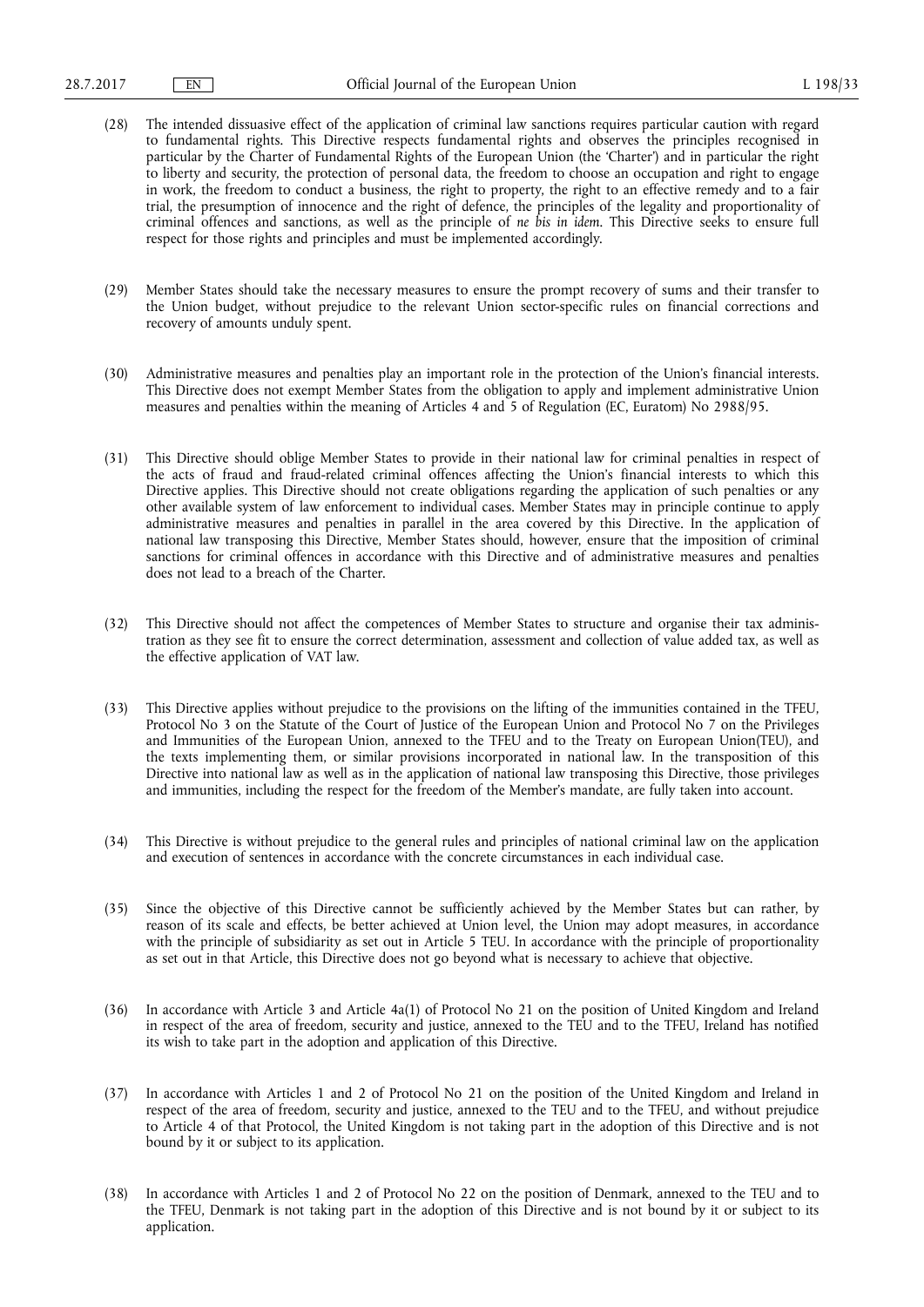(28) The intended dissuasive effect of the application of criminal law sanctions requires particular caution with regard to fundamental rights. This Directive respects fundamental rights and observes the principles recognised in particular by the Charter of Fundamental Rights of the European Union (the 'Charter') and in particular the right to liberty and security, the protection of personal data, the freedom to choose an occupation and right to engage in work, the freedom to conduct a business, the right to property, the right to an effective remedy and to a fair trial, the presumption of innocence and the right of defence, the principles of the legality and proportionality of criminal offences and sanctions, as well as the principle of *ne bis in idem*. This Directive seeks to ensure full respect for those rights and principles and must be implemented accordingly.

(29) Member States should take the necessary measures to ensure the prompt recovery of sums and their transfer to the Union budget, without prejudice to the relevant Union sector-specific rules on financial corrections and recovery of amounts unduly spent.

(30) Administrative measures and penalties play an important role in the protection of the Union's financial interests. This Directive does not exempt Member States from the obligation to apply and implement administrative Union measures and penalties within the meaning of Articles 4 and 5 of Regulation (EC, Euratom) No 2988/95.

(31) This Directive should oblige Member States to provide in their national law for criminal penalties in respect of the acts of fraud and fraud-related criminal offences affecting the Union's financial interests to which this Directive applies. This Directive should not create obligations regarding the application of such penalties or any other available system of law enforcement to individual cases. Member States may in principle continue to apply administrative measures and penalties in parallel in the area covered by this Directive. In the application of national law transposing this Directive, Member States should, however, ensure that the imposition of criminal sanctions for criminal offences in accordance with this Directive and of administrative measures and penalties does not lead to a breach of the Charter.

(32) This Directive should not affect the competences of Member States to structure and organise their tax administration as they see fit to ensure the correct determination, assessment and collection of value added tax, as well as the effective application of VAT law.

(33) This Directive applies without prejudice to the provisions on the lifting of the immunities contained in the TFEU, Protocol No 3 on the Statute of the Court of Justice of the European Union and Protocol No 7 on the Privileges and Immunities of the European Union, annexed to the TFEU and to the Treaty on European Union(TEU), and the texts implementing them, or similar provisions incorporated in national law. In the transposition of this Directive into national law as well as in the application of national law transposing this Directive, those privileges and immunities, including the respect for the freedom of the Member's mandate, are fully taken into account.

(34) This Directive is without prejudice to the general rules and principles of national criminal law on the application and execution of sentences in accordance with the concrete circumstances in each individual case.

(35) Since the objective of this Directive cannot be sufficiently achieved by the Member States but can rather, by reason of its scale and effects, be better achieved at Union level, the Union may adopt measures, in accordance with the principle of subsidiarity as set out in Article 5 TEU. In accordance with the principle of proportionality as set out in that Article, this Directive does not go beyond what is necessary to achieve that objective.

(36) In accordance with Article 3 and Article 4a(1) of Protocol No 21 on the position of United Kingdom and Ireland in respect of the area of freedom, security and justice, annexed to the TEU and to the TFEU, Ireland has notified its wish to take part in the adoption and application of this Directive.

(37) In accordance with Articles 1 and 2 of Protocol No 21 on the position of the United Kingdom and Ireland in respect of the area of freedom, security and justice, annexed to the TEU and to the TFEU, and without prejudice to Article 4 of that Protocol, the United Kingdom is not taking part in the adoption of this Directive and is not bound by it or subject to its application.

(38) In accordance with Articles 1 and 2 of Protocol No 22 on the position of Denmark, annexed to the TEU and to the TFEU, Denmark is not taking part in the adoption of this Directive and is not bound by it or subject to its application.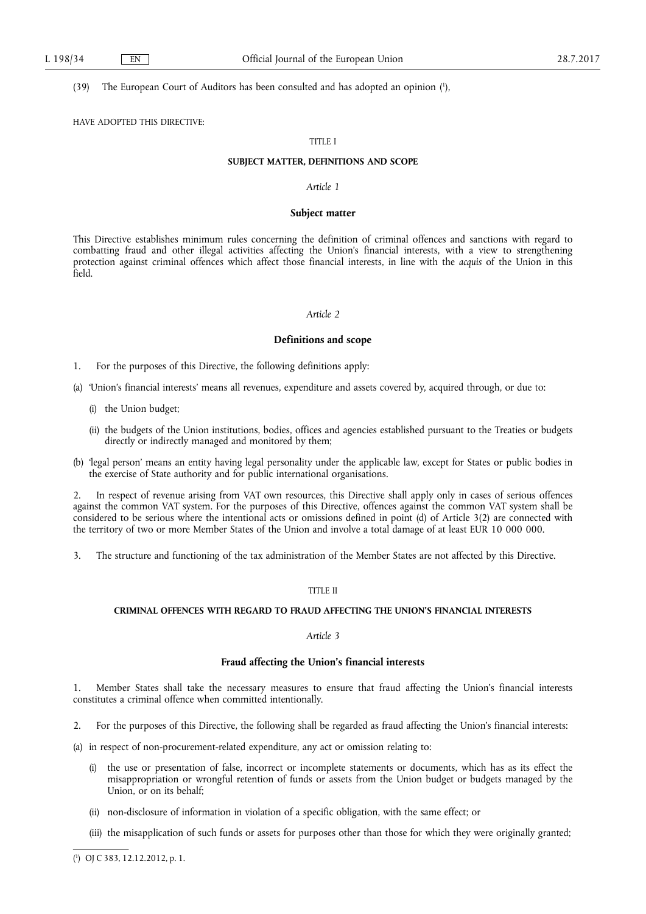(39) The European Court of Auditors has been consulted and has adopted an opinion [1],

HAVE ADOPTED THIS DIRECTIVE:

TITLE I

**SUBJECT MATTER, DEFINITIONS AND SCOPE**

*Article 1*

**Subject matter**

This Directive establishes minimum rules concerning the definition of criminal offences and sanctions with regard to combatting fraud and other illegal activities affecting the Union's financial interests, with a view to strengthening protection against criminal offences which affect those financial interests, in line with the *acquis* of the Union in this field.

*Article 2*

**Definitions and scope**

1. For the purposes of this Directive, the following definitions apply:

(a) 'Union's financial interests' means all revenues, expenditure and assets covered by, acquired through, or due to:

 (i) the Union budget;

 (ii) the budgets of the Union institutions, bodies, offices and agencies established pursuant to the Treaties or budgets directly or indirectly managed and monitored by them;

(b) 'legal person' means an entity having legal personality under the applicable law, except for States or public bodies in the exercise of State authority and for public international organisations.

2. In respect of revenue arising from VAT own resources, this Directive shall apply only in cases of serious offences against the common VAT system. For the purposes of this Directive, offences against the common VAT system shall be considered to be serious where the intentional acts or omissions defined in point (d) of Article 3(2) are connected with the territory of two or more Member States of the Union and involve a total damage of at least EUR 10 000 000.

3. The structure and functioning of the tax administration of the Member States are not affected by this Directive.

TITLE II

**CRIMINAL OFFENCES WITH REGARD TO FRAUD AFFECTING THE UNION'S FINANCIAL INTERESTS**

*Article 3*

**Fraud affecting the Union's financial interests**

1. Member States shall take the necessary measures to ensure that fraud affecting the Union's financial interests constitutes a criminal offence when committed intentionally.

2. For the purposes of this Directive, the following shall be regarded as fraud affecting the Union's financial interests:

(a) in respect of non-procurement-related expenditure, any act or omission relating to:

 (i) the use or presentation of false, incorrect or incomplete statements or documents, which has as its effect the misappropriation or wrongful retention of funds or assets from the Union budget or budgets managed by the Union, or on its behalf;

 (ii) non-disclosure of information in violation of a specific obligation, with the same effect; or

 (iii) the misapplication of such funds or assets for purposes other than those for which they were originally granted;

---

[1] OJ C 383, 12.12.2012, p. 1.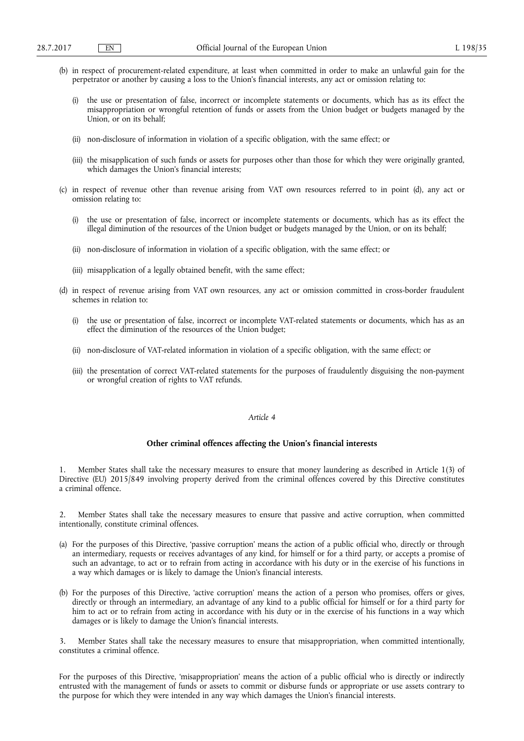(b) in respect of procurement-related expenditure, at least when committed in order to make an unlawful gain for the perpetrator or another by causing a loss to the Union's financial interests, any act or omission relating to:

   (i) the use or presentation of false, incorrect or incomplete statements or documents, which has as its effect the misappropriation or wrongful retention of funds or assets from the Union budget or budgets managed by the Union, or on its behalf;

   (ii) non-disclosure of information in violation of a specific obligation, with the same effect; or

   (iii) the misapplication of such funds or assets for purposes other than those for which they were originally granted, which damages the Union's financial interests;

(c) in respect of revenue other than revenue arising from VAT own resources referred to in point (d), any act or omission relating to:

   (i) the use or presentation of false, incorrect or incomplete statements or documents, which has as its effect the illegal diminution of the resources of the Union budget or budgets managed by the Union, or on its behalf;

   (ii) non-disclosure of information in violation of a specific obligation, with the same effect; or

   (iii) misapplication of a legally obtained benefit, with the same effect;

(d) in respect of revenue arising from VAT own resources, any act or omission committed in cross-border fraudulent schemes in relation to:

   (i) the use or presentation of false, incorrect or incomplete VAT-related statements or documents, which has as an effect the diminution of the resources of the Union budget;

   (ii) non-disclosure of VAT-related information in violation of a specific obligation, with the same effect; or

   (iii) the presentation of correct VAT-related statements for the purposes of fraudulently disguising the non-payment or wrongful creation of rights to VAT refunds.

*Article 4*

**Other criminal offences affecting the Union's financial interests**

1. Member States shall take the necessary measures to ensure that money laundering as described in Article 1(3) of Directive (EU) 2015/849 involving property derived from the criminal offences covered by this Directive constitutes a criminal offence.

2. Member States shall take the necessary measures to ensure that passive and active corruption, when committed intentionally, constitute criminal offences.

(a) For the purposes of this Directive, 'passive corruption' means the action of a public official who, directly or through an intermediary, requests or receives advantages of any kind, for himself or for a third party, or accepts a promise of such an advantage, to act or to refrain from acting in accordance with his duty or in the exercise of his functions in a way which damages or is likely to damage the Union's financial interests.

(b) For the purposes of this Directive, 'active corruption' means the action of a person who promises, offers or gives, directly or through an intermediary, an advantage of any kind to a public official for himself or for a third party for him to act or to refrain from acting in accordance with his duty or in the exercise of his functions in a way which damages or is likely to damage the Union's financial interests.

3. Member States shall take the necessary measures to ensure that misappropriation, when committed intentionally, constitutes a criminal offence.

For the purposes of this Directive, 'misappropriation' means the action of a public official who is directly or indirectly entrusted with the management of funds or assets to commit or disburse funds or appropriate or use assets contrary to the purpose for which they were intended in any way which damages the Union's financial interests.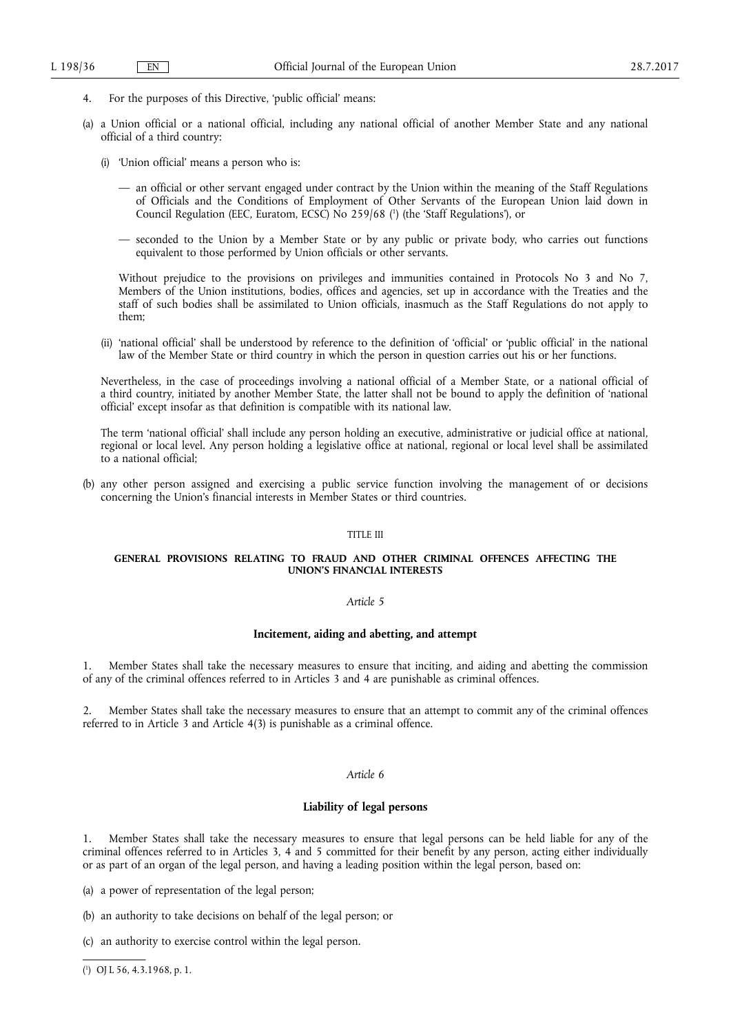4. For the purposes of this Directive, 'public official' means:

(a) a Union official or a national official, including any national official of another Member State and any national official of a third country:

 (i) 'Union official' means a person who is:

 — an official or other servant engaged under contract by the Union within the meaning of the Staff Regulations of Officials and the Conditions of Employment of Other Servants of the European Union laid down in Council Regulation (EEC, Euratom, ECSC) No 259/68 [1] (the 'Staff Regulations'), or

 — seconded to the Union by a Member State or by any public or private body, who carries out functions equivalent to those performed by Union officials or other servants.

 Without prejudice to the provisions on privileges and immunities contained in Protocols No 3 and No 7, Members of the Union institutions, bodies, offices and agencies, set up in accordance with the Treaties and the staff of such bodies shall be assimilated to Union officials, inasmuch as the Staff Regulations do not apply to them;

 (ii) 'national official' shall be understood by reference to the definition of 'official' or 'public official' in the national law of the Member State or third country in which the person in question carries out his or her functions.

 Nevertheless, in the case of proceedings involving a national official of a Member State, or a national official of a third country, initiated by another Member State, the latter shall not be bound to apply the definition of 'national official' except insofar as that definition is compatible with its national law.

 The term 'national official' shall include any person holding an executive, administrative or judicial office at national, regional or local level. Any person holding a legislative office at national, regional or local level shall be assimilated to a national official;

(b) any other person assigned and exercising a public service function involving the management of or decisions concerning the Union's financial interests in Member States or third countries.

## TITLE III

## GENERAL PROVISIONS RELATING TO FRAUD AND OTHER CRIMINAL OFFENCES AFFECTING THE UNION'S FINANCIAL INTERESTS

### *Article 5*

### Incitement, aiding and abetting, and attempt

1. Member States shall take the necessary measures to ensure that inciting, and aiding and abetting the commission of any of the criminal offences referred to in Articles 3 and 4 are punishable as criminal offences.

2. Member States shall take the necessary measures to ensure that an attempt to commit any of the criminal offences referred to in Article 3 and Article 4(3) is punishable as a criminal offence.

### *Article 6*

### Liability of legal persons

1. Member States shall take the necessary measures to ensure that legal persons can be held liable for any of the criminal offences referred to in Articles 3, 4 and 5 committed for their benefit by any person, acting either individually or as part of an organ of the legal person, and having a leading position within the legal person, based on:

(a) a power of representation of the legal person;

(b) an authority to take decisions on behalf of the legal person; or

(c) an authority to exercise control within the legal person.

[1] OJ L 56, 4.3.1968, p. 1.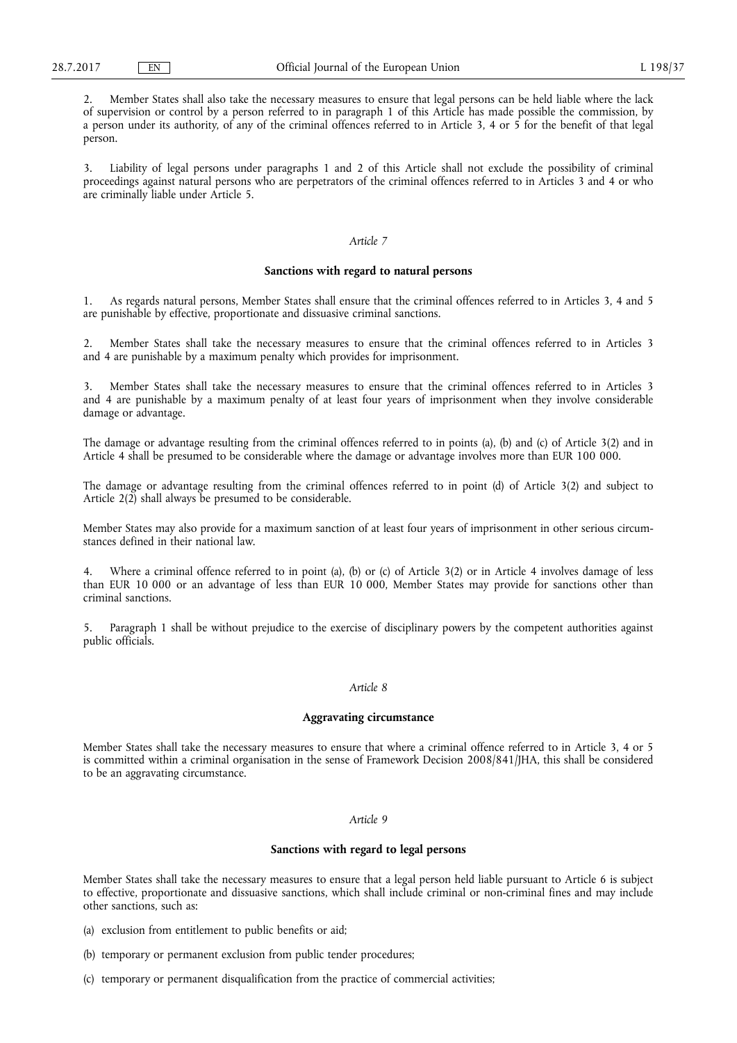2. Member States shall also take the necessary measures to ensure that legal persons can be held liable where the lack of supervision or control by a person referred to in paragraph 1 of this Article has made possible the commission, by a person under its authority, of any of the criminal offences referred to in Article 3, 4 or 5 for the benefit of that legal person.

3. Liability of legal persons under paragraphs 1 and 2 of this Article shall not exclude the possibility of criminal proceedings against natural persons who are perpetrators of the criminal offences referred to in Articles 3 and 4 or who are criminally liable under Article 5.

*Article 7*

**Sanctions with regard to natural persons**

1. As regards natural persons, Member States shall ensure that the criminal offences referred to in Articles 3, 4 and 5 are punishable by effective, proportionate and dissuasive criminal sanctions.

2. Member States shall take the necessary measures to ensure that the criminal offences referred to in Articles 3 and 4 are punishable by a maximum penalty which provides for imprisonment.

3. Member States shall take the necessary measures to ensure that the criminal offences referred to in Articles 3 and 4 are punishable by a maximum penalty of at least four years of imprisonment when they involve considerable damage or advantage.

The damage or advantage resulting from the criminal offences referred to in points (a), (b) and (c) of Article 3(2) and in Article 4 shall be presumed to be considerable where the damage or advantage involves more than EUR 100 000.

The damage or advantage resulting from the criminal offences referred to in point (d) of Article 3(2) and subject to Article 2(2) shall always be presumed to be considerable.

Member States may also provide for a maximum sanction of at least four years of imprisonment in other serious circumstances defined in their national law.

4. Where a criminal offence referred to in point (a), (b) or (c) of Article 3(2) or in Article 4 involves damage of less than EUR 10 000 or an advantage of less than EUR 10 000, Member States may provide for sanctions other than criminal sanctions.

5. Paragraph 1 shall be without prejudice to the exercise of disciplinary powers by the competent authorities against public officials.

*Article 8*

**Aggravating circumstance**

Member States shall take the necessary measures to ensure that where a criminal offence referred to in Article 3, 4 or 5 is committed within a criminal organisation in the sense of Framework Decision 2008/841/JHA, this shall be considered to be an aggravating circumstance.

*Article 9*

**Sanctions with regard to legal persons**

Member States shall take the necessary measures to ensure that a legal person held liable pursuant to Article 6 is subject to effective, proportionate and dissuasive sanctions, which shall include criminal or non-criminal fines and may include other sanctions, such as:

(a) exclusion from entitlement to public benefits or aid;

(b) temporary or permanent exclusion from public tender procedures;

(c) temporary or permanent disqualification from the practice of commercial activities;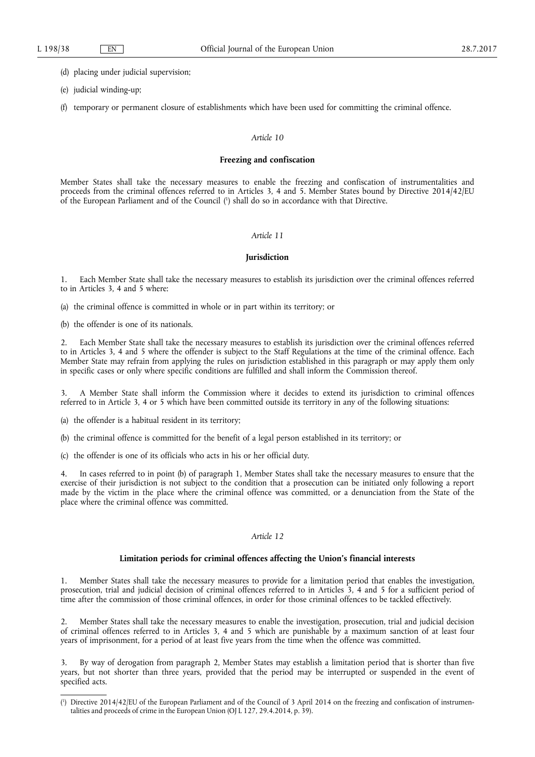(d) placing under judicial supervision;

(e) judicial winding-up;

(f) temporary or permanent closure of establishments which have been used for committing the criminal offence.

*Article 10*

**Freezing and confiscation**

Member States shall take the necessary measures to enable the freezing and confiscation of instrumentalities and proceeds from the criminal offences referred to in Articles 3, 4 and 5. Member States bound by Directive 2014/42/EU of the European Parliament and of the Council [1] shall do so in accordance with that Directive.

*Article 11*

**Jurisdiction**

1. Each Member State shall take the necessary measures to establish its jurisdiction over the criminal offences referred to in Articles 3, 4 and 5 where:

(a) the criminal offence is committed in whole or in part within its territory; or

(b) the offender is one of its nationals.

2. Each Member State shall take the necessary measures to establish its jurisdiction over the criminal offences referred to in Articles 3, 4 and 5 where the offender is subject to the Staff Regulations at the time of the criminal offence. Each Member State may refrain from applying the rules on jurisdiction established in this paragraph or may apply them only in specific cases or only where specific conditions are fulfilled and shall inform the Commission thereof.

3. A Member State shall inform the Commission where it decides to extend its jurisdiction to criminal offences referred to in Article 3, 4 or 5 which have been committed outside its territory in any of the following situations:

(a) the offender is a habitual resident in its territory;

(b) the criminal offence is committed for the benefit of a legal person established in its territory; or

(c) the offender is one of its officials who acts in his or her official duty.

4. In cases referred to in point (b) of paragraph 1, Member States shall take the necessary measures to ensure that the exercise of their jurisdiction is not subject to the condition that a prosecution can be initiated only following a report made by the victim in the place where the criminal offence was committed, or a denunciation from the State of the place where the criminal offence was committed.

*Article 12*

**Limitation periods for criminal offences affecting the Union's financial interests**

1. Member States shall take the necessary measures to provide for a limitation period that enables the investigation, prosecution, trial and judicial decision of criminal offences referred to in Articles 3, 4 and 5 for a sufficient period of time after the commission of those criminal offences, in order for those criminal offences to be tackled effectively.

2. Member States shall take the necessary measures to enable the investigation, prosecution, trial and judicial decision of criminal offences referred to in Articles 3, 4 and 5 which are punishable by a maximum sanction of at least four years of imprisonment, for a period of at least five years from the time when the offence was committed.

3. By way of derogation from paragraph 2, Member States may establish a limitation period that is shorter than five years, but not shorter than three years, provided that the period may be interrupted or suspended in the event of specified acts.

---

[1] Directive 2014/42/EU of the European Parliament and of the Council of 3 April 2014 on the freezing and confiscation of instrumentalities and proceeds of crime in the European Union (OJ L 127, 29.4.2014, p. 39).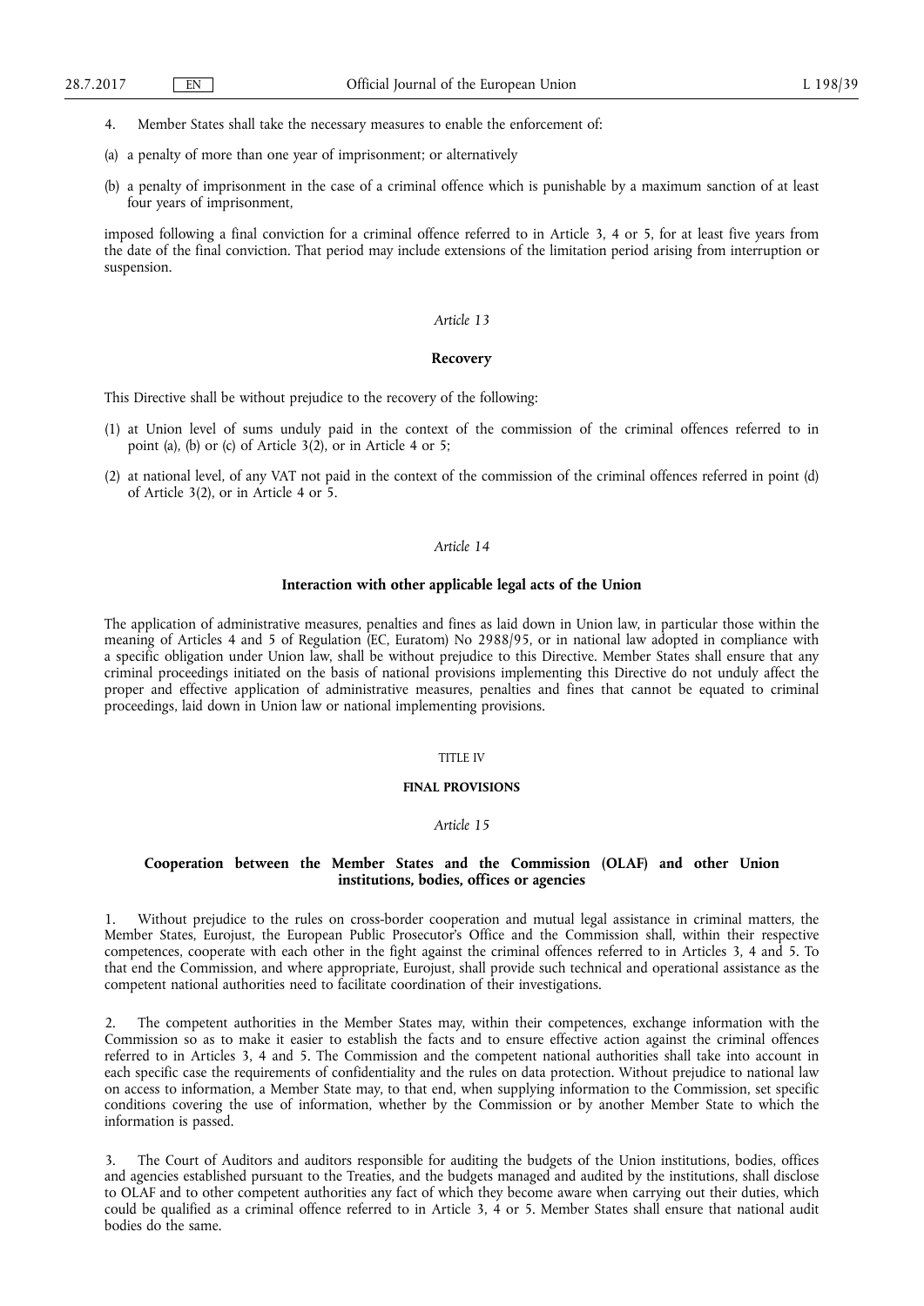4. Member States shall take the necessary measures to enable the enforcement of:

(a) a penalty of more than one year of imprisonment; or alternatively

(b) a penalty of imprisonment in the case of a criminal offence which is punishable by a maximum sanction of at least four years of imprisonment,

imposed following a final conviction for a criminal offence referred to in Article 3, 4 or 5, for at least five years from the date of the final conviction. That period may include extensions of the limitation period arising from interruption or suspension.

*Article 13*

**Recovery**

This Directive shall be without prejudice to the recovery of the following:

(1) at Union level of sums unduly paid in the context of the commission of the criminal offences referred to in point (a), (b) or (c) of Article 3(2), or in Article 4 or 5;

(2) at national level, of any VAT not paid in the context of the commission of the criminal offences referred in point (d) of Article 3(2), or in Article 4 or 5.

*Article 14*

**Interaction with other applicable legal acts of the Union**

The application of administrative measures, penalties and fines as laid down in Union law, in particular those within the meaning of Articles 4 and 5 of Regulation (EC, Euratom) No 2988/95, or in national law adopted in compliance with a specific obligation under Union law, shall be without prejudice to this Directive. Member States shall ensure that any criminal proceedings initiated on the basis of national provisions implementing this Directive do not unduly affect the proper and effective application of administrative measures, penalties and fines that cannot be equated to criminal proceedings, laid down in Union law or national implementing provisions.

TITLE IV

**FINAL PROVISIONS**

*Article 15*

**Cooperation between the Member States and the Commission (OLAF) and other Union institutions, bodies, offices or agencies**

1. Without prejudice to the rules on cross-border cooperation and mutual legal assistance in criminal matters, the Member States, Eurojust, the European Public Prosecutor's Office and the Commission shall, within their respective competences, cooperate with each other in the fight against the criminal offences referred to in Articles 3, 4 and 5. To that end the Commission, and where appropriate, Eurojust, shall provide such technical and operational assistance as the competent national authorities need to facilitate coordination of their investigations.

2. The competent authorities in the Member States may, within their competences, exchange information with the Commission so as to make it easier to establish the facts and to ensure effective action against the criminal offences referred to in Articles 3, 4 and 5. The Commission and the competent national authorities shall take into account in each specific case the requirements of confidentiality and the rules on data protection. Without prejudice to national law on access to information, a Member State may, to that end, when supplying information to the Commission, set specific conditions covering the use of information, whether by the Commission or by another Member State to which the information is passed.

3. The Court of Auditors and auditors responsible for auditing the budgets of the Union institutions, bodies, offices and agencies established pursuant to the Treaties, and the budgets managed and audited by the institutions, shall disclose to OLAF and to other competent authorities any fact of which they become aware when carrying out their duties, which could be qualified as a criminal offence referred to in Article 3, 4 or 5. Member States shall ensure that national audit bodies do the same.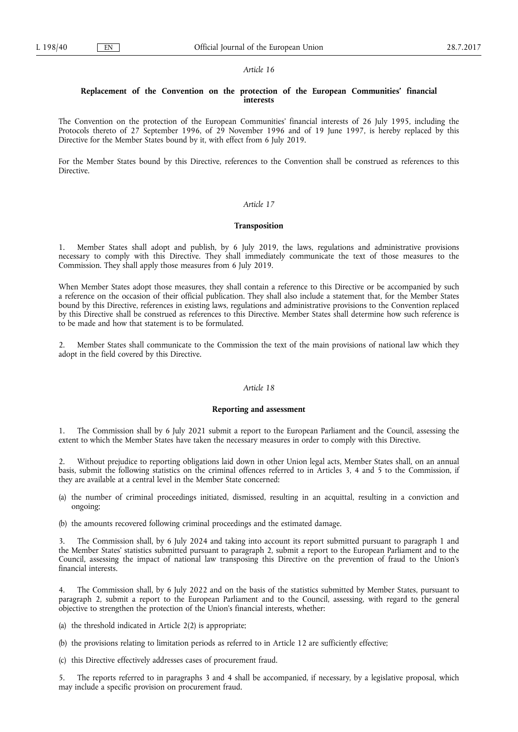*Article 16*

### Replacement of the Convention on the protection of the European Communities' financial interests

The Convention on the protection of the European Communities' financial interests of 26 July 1995, including the Protocols thereto of 27 September 1996, of 29 November 1996 and of 19 June 1997, is hereby replaced by this Directive for the Member States bound by it, with effect from 6 July 2019.

For the Member States bound by this Directive, references to the Convention shall be construed as references to this Directive.

*Article 17*

### Transposition

1. Member States shall adopt and publish, by 6 July 2019, the laws, regulations and administrative provisions necessary to comply with this Directive. They shall immediately communicate the text of those measures to the Commission. They shall apply those measures from 6 July 2019.

When Member States adopt those measures, they shall contain a reference to this Directive or be accompanied by such a reference on the occasion of their official publication. They shall also include a statement that, for the Member States bound by this Directive, references in existing laws, regulations and administrative provisions to the Convention replaced by this Directive shall be construed as references to this Directive. Member States shall determine how such reference is to be made and how that statement is to be formulated.

2. Member States shall communicate to the Commission the text of the main provisions of national law which they adopt in the field covered by this Directive.

*Article 18*

### Reporting and assessment

1. The Commission shall by 6 July 2021 submit a report to the European Parliament and the Council, assessing the extent to which the Member States have taken the necessary measures in order to comply with this Directive.

2. Without prejudice to reporting obligations laid down in other Union legal acts, Member States shall, on an annual basis, submit the following statistics on the criminal offences referred to in Articles 3, 4 and 5 to the Commission, if they are available at a central level in the Member State concerned:

(a) the number of criminal proceedings initiated, dismissed, resulting in an acquittal, resulting in a conviction and ongoing;

(b) the amounts recovered following criminal proceedings and the estimated damage.

3. The Commission shall, by 6 July 2024 and taking into account its report submitted pursuant to paragraph 1 and the Member States' statistics submitted pursuant to paragraph 2, submit a report to the European Parliament and to the Council, assessing the impact of national law transposing this Directive on the prevention of fraud to the Union's financial interests.

4. The Commission shall, by 6 July 2022 and on the basis of the statistics submitted by Member States, pursuant to paragraph 2, submit a report to the European Parliament and to the Council, assessing, with regard to the general objective to strengthen the protection of the Union's financial interests, whether:

(a) the threshold indicated in Article 2(2) is appropriate;

(b) the provisions relating to limitation periods as referred to in Article 12 are sufficiently effective;

(c) this Directive effectively addresses cases of procurement fraud.

5. The reports referred to in paragraphs 3 and 4 shall be accompanied, if necessary, by a legislative proposal, which may include a specific provision on procurement fraud.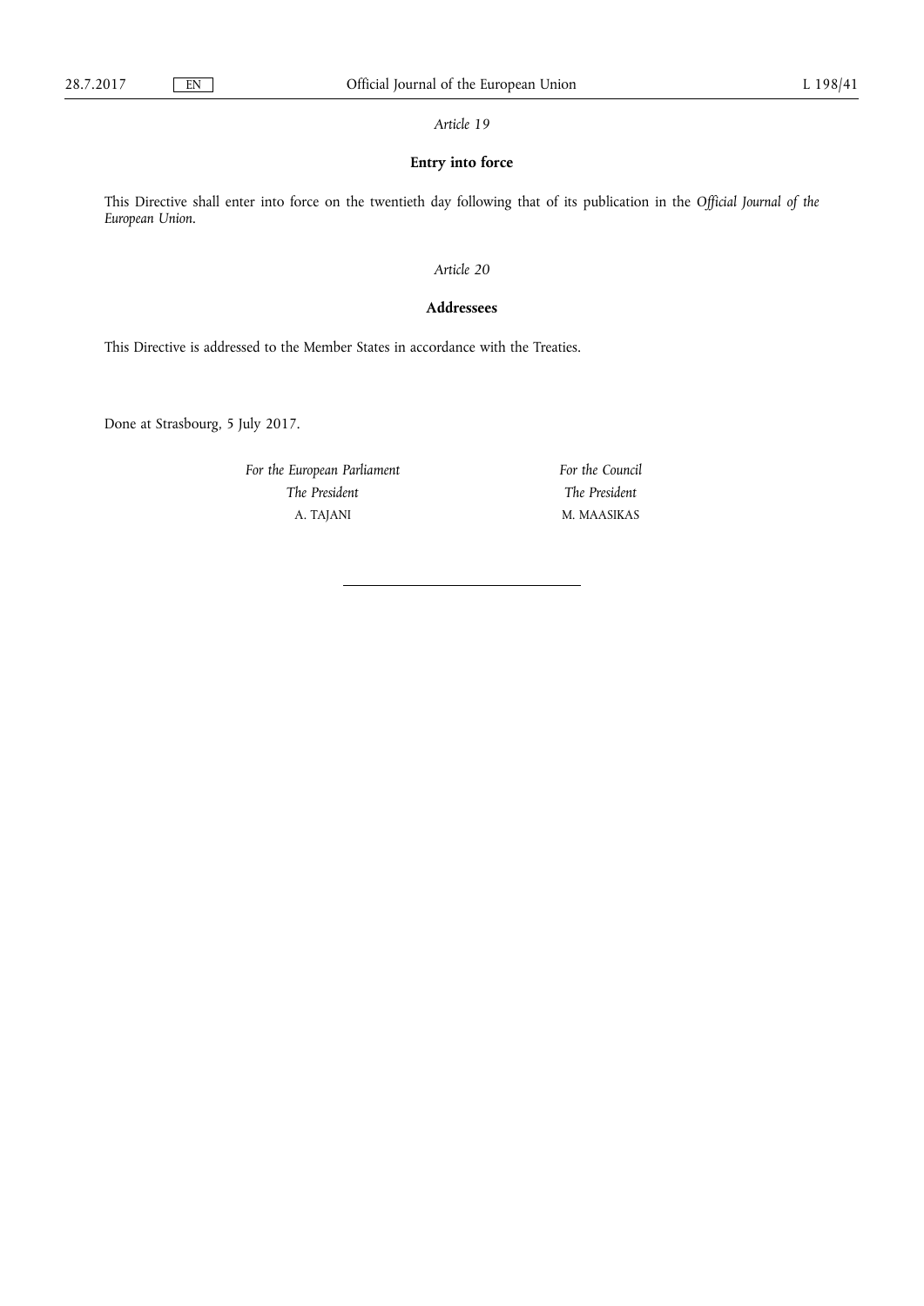*Article 19*

**Entry into force**

This Directive shall enter into force on the twentieth day following that of its publication in the *Official Journal of the European Union*.

*Article 20*

**Addressees**

This Directive is addressed to the Member States in accordance with the Treaties.

Done at Strasbourg, 5 July 2017.

| | |
|---|---|
| *For the European Parliament* | *For the Council* |
| *The President* | *The President* |
| A. TAJANI | M. MAASIKAS |